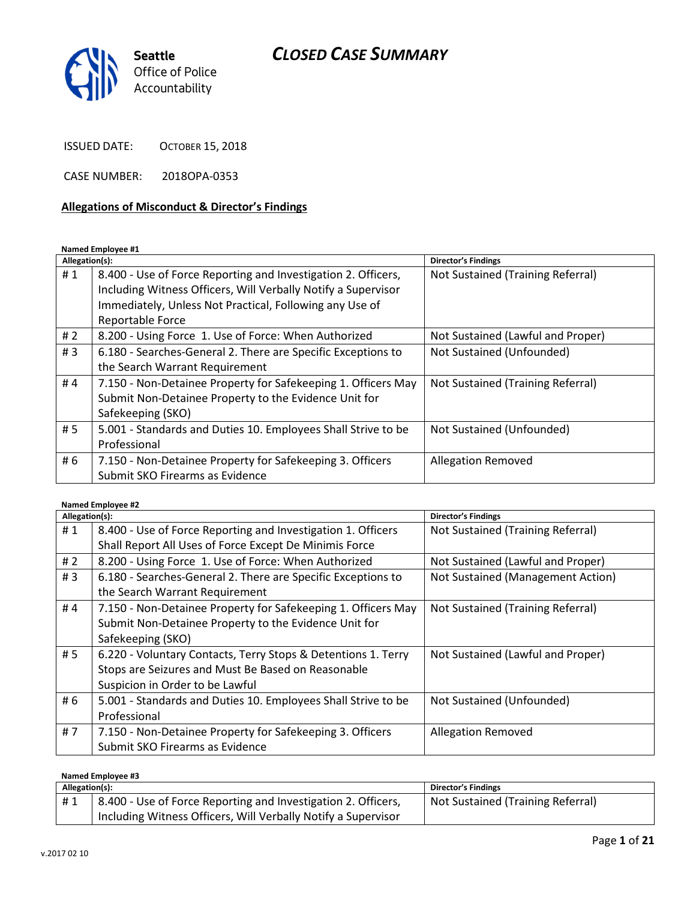Seattle
Office of Police
Accountability

# CLOSED CASE SUMMARY

ISSUED DATE: OCTOBER 15, 2018

CASE NUMBER: 2018OPA-0353

## Allegations of Misconduct & Director's Findings

**Named Employee #1**

| Allegation(s): | | Director's Findings |
|---|---|---|
| # 1 | 8.400 - Use of Force Reporting and Investigation 2. Officers, Including Witness Officers, Will Verbally Notify a Supervisor Immediately, Unless Not Practical, Following any Use of Reportable Force | Not Sustained (Training Referral) |
| # 2 | 8.200 - Using Force 1. Use of Force: When Authorized | Not Sustained (Lawful and Proper) |
| # 3 | 6.180 - Searches-General 2. There are Specific Exceptions to the Search Warrant Requirement | Not Sustained (Unfounded) |
| # 4 | 7.150 - Non-Detainee Property for Safekeeping 1. Officers May Submit Non-Detainee Property to the Evidence Unit for Safekeeping (SKO) | Not Sustained (Training Referral) |
| # 5 | 5.001 - Standards and Duties 10. Employees Shall Strive to be Professional | Not Sustained (Unfounded) |
| # 6 | 7.150 - Non-Detainee Property for Safekeeping 3. Officers Submit SKO Firearms as Evidence | Allegation Removed |

**Named Employee #2**

| Allegation(s): | | Director's Findings |
|---|---|---|
| # 1 | 8.400 - Use of Force Reporting and Investigation 1. Officers Shall Report All Uses of Force Except De Minimis Force | Not Sustained (Training Referral) |
| # 2 | 8.200 - Using Force 1. Use of Force: When Authorized | Not Sustained (Lawful and Proper) |
| # 3 | 6.180 - Searches-General 2. There are Specific Exceptions to the Search Warrant Requirement | Not Sustained (Management Action) |
| # 4 | 7.150 - Non-Detainee Property for Safekeeping 1. Officers May Submit Non-Detainee Property to the Evidence Unit for Safekeeping (SKO) | Not Sustained (Training Referral) |
| # 5 | 6.220 - Voluntary Contacts, Terry Stops & Detentions 1. Terry Stops are Seizures and Must Be Based on Reasonable Suspicion in Order to be Lawful | Not Sustained (Lawful and Proper) |
| # 6 | 5.001 - Standards and Duties 10. Employees Shall Strive to be Professional | Not Sustained (Unfounded) |
| # 7 | 7.150 - Non-Detainee Property for Safekeeping 3. Officers Submit SKO Firearms as Evidence | Allegation Removed |

**Named Employee #3**

| Allegation(s): | | Director's Findings |
|---|---|---|
| # 1 | 8.400 - Use of Force Reporting and Investigation 2. Officers, Including Witness Officers, Will Verbally Notify a Supervisor | Not Sustained (Training Referral) |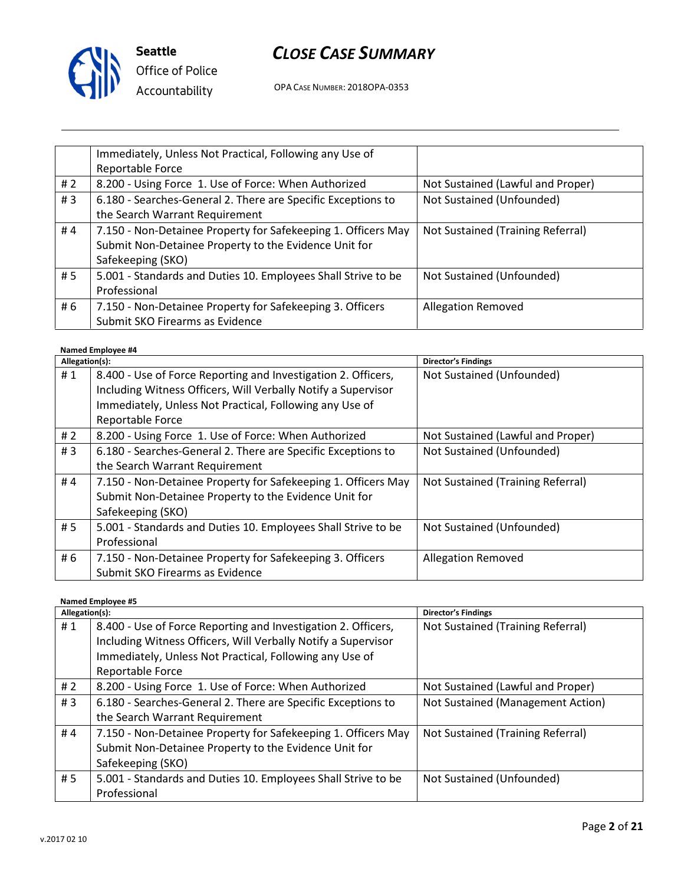| | | |
|---|---|---|
| | Immediately, Unless Not Practical, Following any Use of Reportable Force | |
| # 2 | 8.200 - Using Force 1. Use of Force: When Authorized | Not Sustained (Lawful and Proper) |
| # 3 | 6.180 - Searches-General 2. There are Specific Exceptions to the Search Warrant Requirement | Not Sustained (Unfounded) |
| # 4 | 7.150 - Non-Detainee Property for Safekeeping 1. Officers May Submit Non-Detainee Property to the Evidence Unit for Safekeeping (SKO) | Not Sustained (Training Referral) |
| # 5 | 5.001 - Standards and Duties 10. Employees Shall Strive to be Professional | Not Sustained (Unfounded) |
| # 6 | 7.150 - Non-Detainee Property for Safekeeping 3. Officers Submit SKO Firearms as Evidence | Allegation Removed |

**Named Employee #4**

| Allegation(s): | | Director's Findings |
|---|---|---|
| # 1 | 8.400 - Use of Force Reporting and Investigation 2. Officers, Including Witness Officers, Will Verbally Notify a Supervisor Immediately, Unless Not Practical, Following any Use of Reportable Force | Not Sustained (Unfounded) |
| # 2 | 8.200 - Using Force 1. Use of Force: When Authorized | Not Sustained (Lawful and Proper) |
| # 3 | 6.180 - Searches-General 2. There are Specific Exceptions to the Search Warrant Requirement | Not Sustained (Unfounded) |
| # 4 | 7.150 - Non-Detainee Property for Safekeeping 1. Officers May Submit Non-Detainee Property to the Evidence Unit for Safekeeping (SKO) | Not Sustained (Training Referral) |
| # 5 | 5.001 - Standards and Duties 10. Employees Shall Strive to be Professional | Not Sustained (Unfounded) |
| # 6 | 7.150 - Non-Detainee Property for Safekeeping 3. Officers Submit SKO Firearms as Evidence | Allegation Removed |

**Named Employee #5**

| Allegation(s): | | Director's Findings |
|---|---|---|
| # 1 | 8.400 - Use of Force Reporting and Investigation 2. Officers, Including Witness Officers, Will Verbally Notify a Supervisor Immediately, Unless Not Practical, Following any Use of Reportable Force | Not Sustained (Training Referral) |
| # 2 | 8.200 - Using Force 1. Use of Force: When Authorized | Not Sustained (Lawful and Proper) |
| # 3 | 6.180 - Searches-General 2. There are Specific Exceptions to the Search Warrant Requirement | Not Sustained (Management Action) |
| # 4 | 7.150 - Non-Detainee Property for Safekeeping 1. Officers May Submit Non-Detainee Property to the Evidence Unit for Safekeeping (SKO) | Not Sustained (Training Referral) |
| # 5 | 5.001 - Standards and Duties 10. Employees Shall Strive to be Professional | Not Sustained (Unfounded) |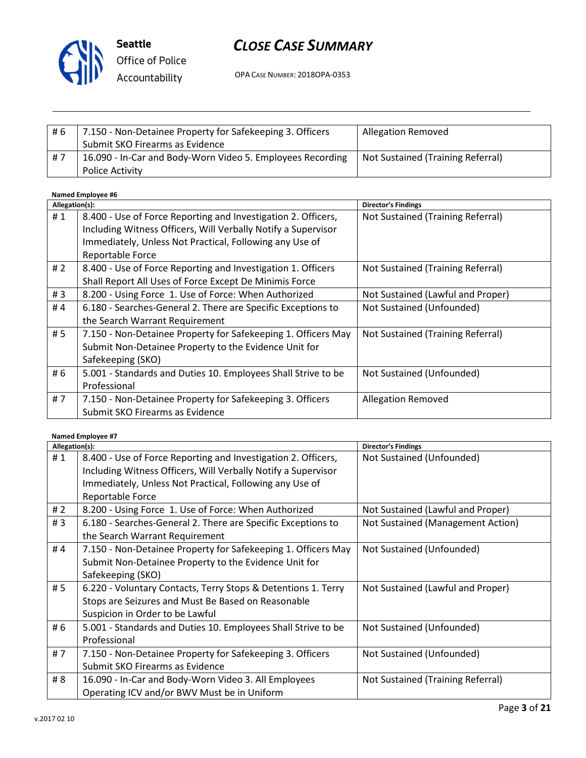| # 6 | 7.150 - Non-Detainee Property for Safekeeping 3. Officers Submit SKO Firearms as Evidence | Allegation Removed |
|---|---|---|
| # 7 | 16.090 - In-Car and Body-Worn Video 5. Employees Recording Police Activity | Not Sustained (Training Referral) |

**Named Employee #6**

| Allegation(s): | | Director's Findings |
|---|---|---|
| # 1 | 8.400 - Use of Force Reporting and Investigation 2. Officers, Including Witness Officers, Will Verbally Notify a Supervisor Immediately, Unless Not Practical, Following any Use of Reportable Force | Not Sustained (Training Referral) |
| # 2 | 8.400 - Use of Force Reporting and Investigation 1. Officers Shall Report All Uses of Force Except De Minimis Force | Not Sustained (Training Referral) |
| # 3 | 8.200 - Using Force 1. Use of Force: When Authorized | Not Sustained (Lawful and Proper) |
| # 4 | 6.180 - Searches-General 2. There are Specific Exceptions to the Search Warrant Requirement | Not Sustained (Unfounded) |
| # 5 | 7.150 - Non-Detainee Property for Safekeeping 1. Officers May Submit Non-Detainee Property to the Evidence Unit for Safekeeping (SKO) | Not Sustained (Training Referral) |
| # 6 | 5.001 - Standards and Duties 10. Employees Shall Strive to be Professional | Not Sustained (Unfounded) |
| # 7 | 7.150 - Non-Detainee Property for Safekeeping 3. Officers Submit SKO Firearms as Evidence | Allegation Removed |

**Named Employee #7**

| Allegation(s): | | Director's Findings |
|---|---|---|
| # 1 | 8.400 - Use of Force Reporting and Investigation 2. Officers, Including Witness Officers, Will Verbally Notify a Supervisor Immediately, Unless Not Practical, Following any Use of Reportable Force | Not Sustained (Unfounded) |
| # 2 | 8.200 - Using Force 1. Use of Force: When Authorized | Not Sustained (Lawful and Proper) |
| # 3 | 6.180 - Searches-General 2. There are Specific Exceptions to the Search Warrant Requirement | Not Sustained (Management Action) |
| # 4 | 7.150 - Non-Detainee Property for Safekeeping 1. Officers May Submit Non-Detainee Property to the Evidence Unit for Safekeeping (SKO) | Not Sustained (Unfounded) |
| # 5 | 6.220 - Voluntary Contacts, Terry Stops & Detentions 1. Terry Stops are Seizures and Must Be Based on Reasonable Suspicion in Order to be Lawful | Not Sustained (Lawful and Proper) |
| # 6 | 5.001 - Standards and Duties 10. Employees Shall Strive to be Professional | Not Sustained (Unfounded) |
| # 7 | 7.150 - Non-Detainee Property for Safekeeping 3. Officers Submit SKO Firearms as Evidence | Not Sustained (Unfounded) |
| # 8 | 16.090 - In-Car and Body-Worn Video 3. All Employees Operating ICV and/or BWV Must be in Uniform | Not Sustained (Training Referral) |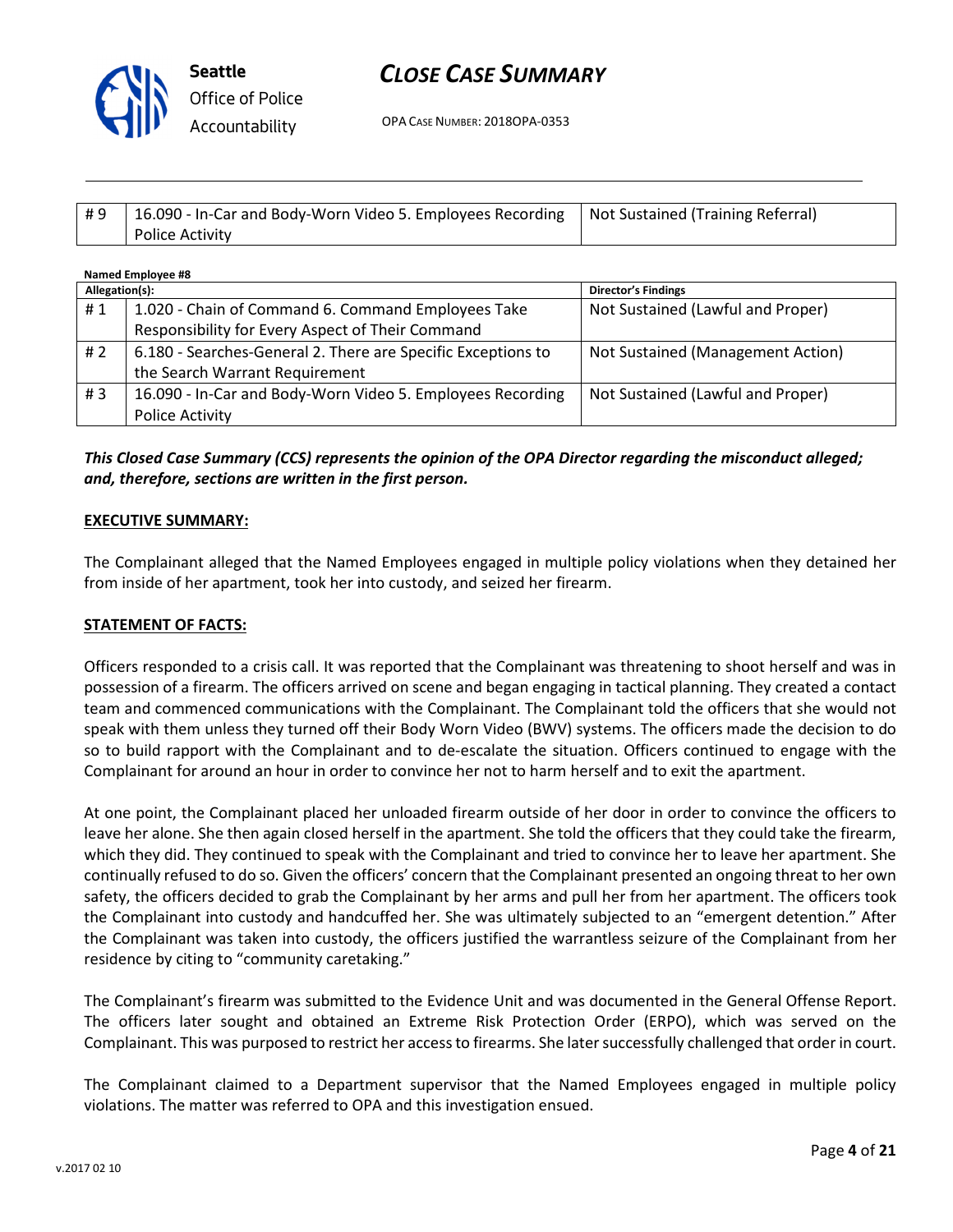| # 9 | 16.090 - In-Car and Body-Worn Video 5. Employees Recording Police Activity | Not Sustained (Training Referral) |
|---|---|---|

**Named Employee #8**

| Allegation(s): | | Director's Findings |
|---|---|---|
| # 1 | 1.020 - Chain of Command 6. Command Employees Take Responsibility for Every Aspect of Their Command | Not Sustained (Lawful and Proper) |
| # 2 | 6.180 - Searches-General 2. There are Specific Exceptions to the Search Warrant Requirement | Not Sustained (Management Action) |
| # 3 | 16.090 - In-Car and Body-Worn Video 5. Employees Recording Police Activity | Not Sustained (Lawful and Proper) |

***This Closed Case Summary (CCS) represents the opinion of the OPA Director regarding the misconduct alleged; and, therefore, sections are written in the first person.***

**EXECUTIVE SUMMARY:**

The Complainant alleged that the Named Employees engaged in multiple policy violations when they detained her from inside of her apartment, took her into custody, and seized her firearm.

**STATEMENT OF FACTS:**

Officers responded to a crisis call. It was reported that the Complainant was threatening to shoot herself and was in possession of a firearm. The officers arrived on scene and began engaging in tactical planning. They created a contact team and commenced communications with the Complainant. The Complainant told the officers that she would not speak with them unless they turned off their Body Worn Video (BWV) systems. The officers made the decision to do so to build rapport with the Complainant and to de-escalate the situation. Officers continued to engage with the Complainant for around an hour in order to convince her not to harm herself and to exit the apartment.

At one point, the Complainant placed her unloaded firearm outside of her door in order to convince the officers to leave her alone. She then again closed herself in the apartment. She told the officers that they could take the firearm, which they did. They continued to speak with the Complainant and tried to convince her to leave her apartment. She continually refused to do so. Given the officers' concern that the Complainant presented an ongoing threat to her own safety, the officers decided to grab the Complainant by her arms and pull her from her apartment. The officers took the Complainant into custody and handcuffed her. She was ultimately subjected to an "emergent detention." After the Complainant was taken into custody, the officers justified the warrantless seizure of the Complainant from her residence by citing to "community caretaking."

The Complainant's firearm was submitted to the Evidence Unit and was documented in the General Offense Report. The officers later sought and obtained an Extreme Risk Protection Order (ERPO), which was served on the Complainant. This was purposed to restrict her access to firearms. She later successfully challenged that order in court.

The Complainant claimed to a Department supervisor that the Named Employees engaged in multiple policy violations. The matter was referred to OPA and this investigation ensued.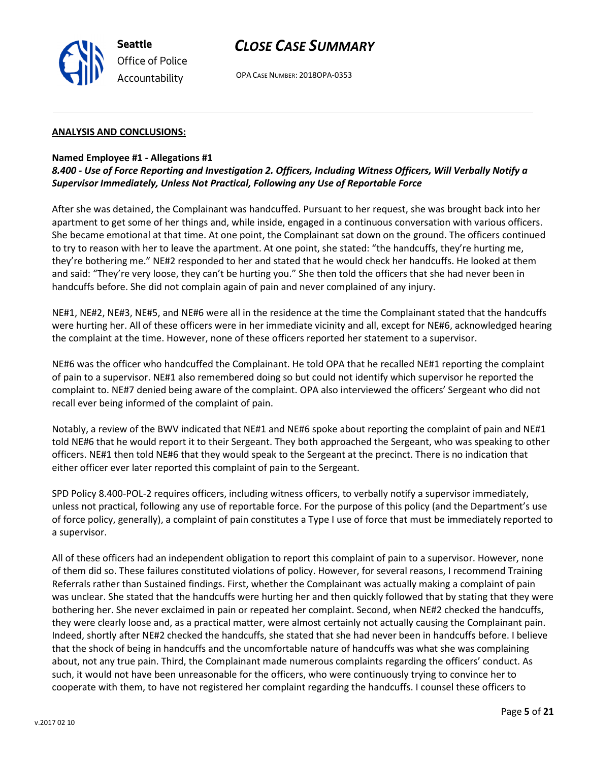**ANALYSIS AND CONCLUSIONS:**

**Named Employee #1 - Allegations #1**

***8.400 - Use of Force Reporting and Investigation 2. Officers, Including Witness Officers, Will Verbally Notify a Supervisor Immediately, Unless Not Practical, Following any Use of Reportable Force***

After she was detained, the Complainant was handcuffed. Pursuant to her request, she was brought back into her apartment to get some of her things and, while inside, engaged in a continuous conversation with various officers. She became emotional at that time. At one point, the Complainant sat down on the ground. The officers continued to try to reason with her to leave the apartment. At one point, she stated: "the handcuffs, they're hurting me, they're bothering me." NE#2 responded to her and stated that he would check her handcuffs. He looked at them and said: "They're very loose, they can't be hurting you." She then told the officers that she had never been in handcuffs before. She did not complain again of pain and never complained of any injury.

NE#1, NE#2, NE#3, NE#5, and NE#6 were all in the residence at the time the Complainant stated that the handcuffs were hurting her. All of these officers were in her immediate vicinity and all, except for NE#6, acknowledged hearing the complaint at the time. However, none of these officers reported her statement to a supervisor.

NE#6 was the officer who handcuffed the Complainant. He told OPA that he recalled NE#1 reporting the complaint of pain to a supervisor. NE#1 also remembered doing so but could not identify which supervisor he reported the complaint to. NE#7 denied being aware of the complaint. OPA also interviewed the officers' Sergeant who did not recall ever being informed of the complaint of pain.

Notably, a review of the BWV indicated that NE#1 and NE#6 spoke about reporting the complaint of pain and NE#1 told NE#6 that he would report it to their Sergeant. They both approached the Sergeant, who was speaking to other officers. NE#1 then told NE#6 that they would speak to the Sergeant at the precinct. There is no indication that either officer ever later reported this complaint of pain to the Sergeant.

SPD Policy 8.400-POL-2 requires officers, including witness officers, to verbally notify a supervisor immediately, unless not practical, following any use of reportable force. For the purpose of this policy (and the Department's use of force policy, generally), a complaint of pain constitutes a Type I use of force that must be immediately reported to a supervisor.

All of these officers had an independent obligation to report this complaint of pain to a supervisor. However, none of them did so. These failures constituted violations of policy. However, for several reasons, I recommend Training Referrals rather than Sustained findings. First, whether the Complainant was actually making a complaint of pain was unclear. She stated that the handcuffs were hurting her and then quickly followed that by stating that they were bothering her. She never exclaimed in pain or repeated her complaint. Second, when NE#2 checked the handcuffs, they were clearly loose and, as a practical matter, were almost certainly not actually causing the Complainant pain. Indeed, shortly after NE#2 checked the handcuffs, she stated that she had never been in handcuffs before. I believe that the shock of being in handcuffs and the uncomfortable nature of handcuffs was what she was complaining about, not any true pain. Third, the Complainant made numerous complaints regarding the officers' conduct. As such, it would not have been unreasonable for the officers, who were continuously trying to convince her to cooperate with them, to have not registered her complaint regarding the handcuffs. I counsel these officers to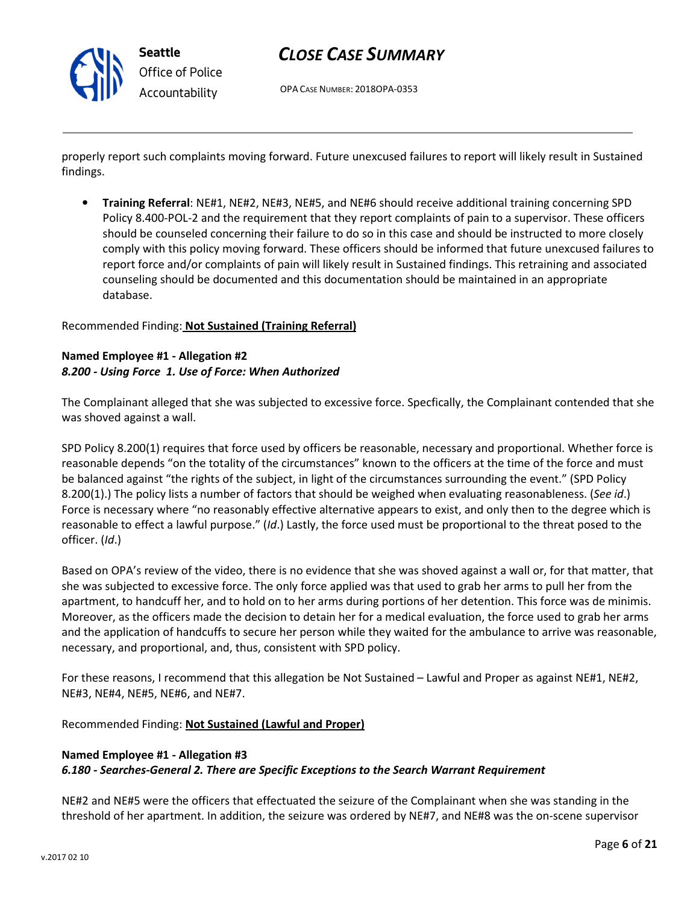properly report such complaints moving forward. Future unexcused failures to report will likely result in Sustained findings.

- **Training Referral**: NE#1, NE#2, NE#3, NE#5, and NE#6 should receive additional training concerning SPD Policy 8.400-POL-2 and the requirement that they report complaints of pain to a supervisor. These officers should be counseled concerning their failure to do so in this case and should be instructed to more closely comply with this policy moving forward. These officers should be informed that future unexcused failures to report force and/or complaints of pain will likely result in Sustained findings. This retraining and associated counseling should be documented and this documentation should be maintained in an appropriate database.

Recommended Finding: **Not Sustained (Training Referral)**

**Named Employee #1 - Allegation #2**
***8.200 - Using Force 1. Use of Force: When Authorized***

The Complainant alleged that she was subjected to excessive force. Specfically, the Complainant contended that she was shoved against a wall.

SPD Policy 8.200(1) requires that force used by officers be reasonable, necessary and proportional. Whether force is reasonable depends "on the totality of the circumstances" known to the officers at the time of the force and must be balanced against "the rights of the subject, in light of the circumstances surrounding the event." (SPD Policy 8.200(1).) The policy lists a number of factors that should be weighed when evaluating reasonableness. (*See id*.) Force is necessary where "no reasonably effective alternative appears to exist, and only then to the degree which is reasonable to effect a lawful purpose." (*Id*.) Lastly, the force used must be proportional to the threat posed to the officer. (*Id*.)

Based on OPA's review of the video, there is no evidence that she was shoved against a wall or, for that matter, that she was subjected to excessive force. The only force applied was that used to grab her arms to pull her from the apartment, to handcuff her, and to hold on to her arms during portions of her detention. This force was de minimis. Moreover, as the officers made the decision to detain her for a medical evaluation, the force used to grab her arms and the application of handcuffs to secure her person while they waited for the ambulance to arrive was reasonable, necessary, and proportional, and, thus, consistent with SPD policy.

For these reasons, I recommend that this allegation be Not Sustained – Lawful and Proper as against NE#1, NE#2, NE#3, NE#4, NE#5, NE#6, and NE#7.

Recommended Finding: **Not Sustained (Lawful and Proper)**

**Named Employee #1 - Allegation #3**
***6.180 - Searches-General 2. There are Specific Exceptions to the Search Warrant Requirement***

NE#2 and NE#5 were the officers that effectuated the seizure of the Complainant when she was standing in the threshold of her apartment. In addition, the seizure was ordered by NE#7, and NE#8 was the on-scene supervisor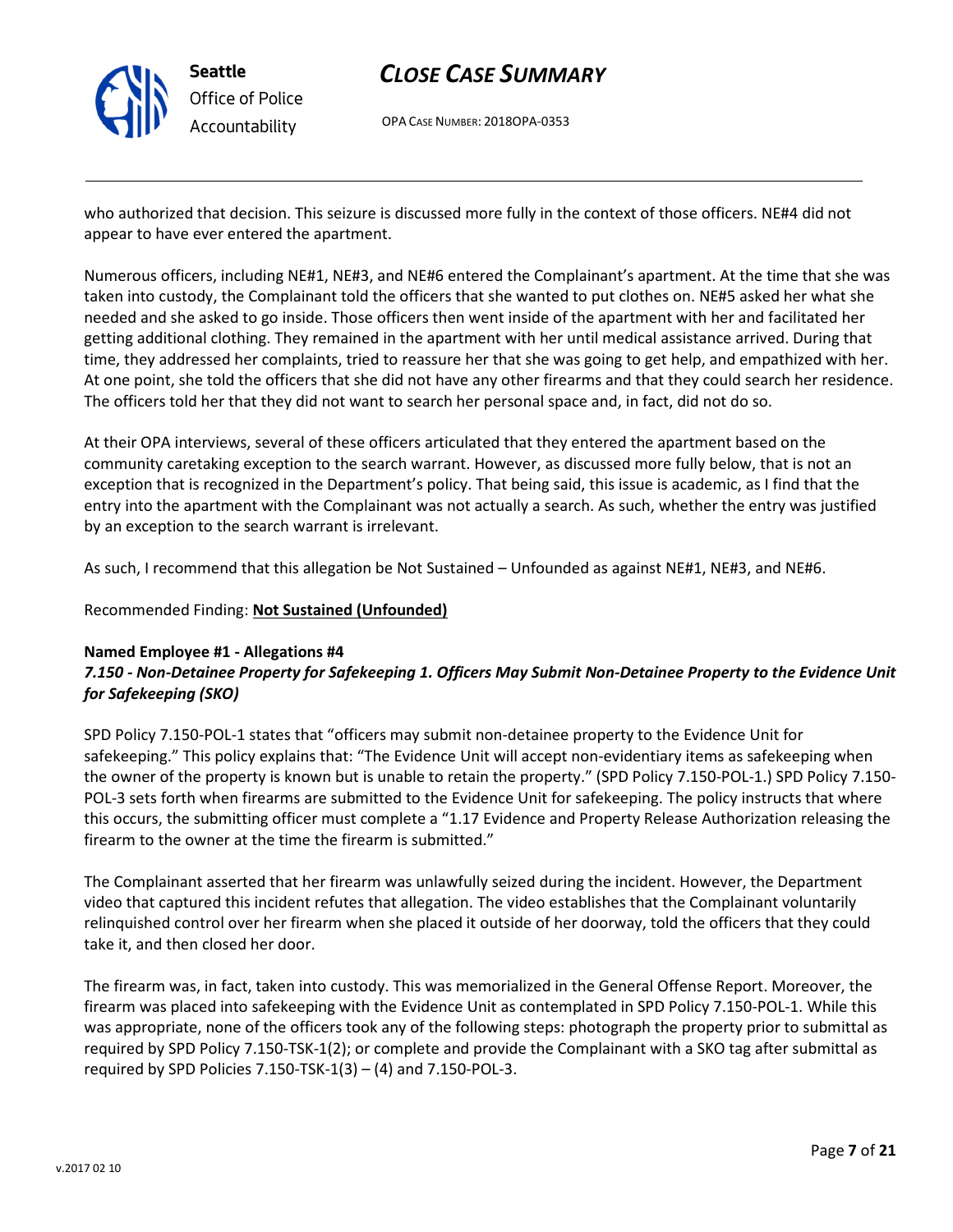who authorized that decision. This seizure is discussed more fully in the context of those officers. NE#4 did not appear to have ever entered the apartment.

Numerous officers, including NE#1, NE#3, and NE#6 entered the Complainant's apartment. At the time that she was taken into custody, the Complainant told the officers that she wanted to put clothes on. NE#5 asked her what she needed and she asked to go inside. Those officers then went inside of the apartment with her and facilitated her getting additional clothing. They remained in the apartment with her until medical assistance arrived. During that time, they addressed her complaints, tried to reassure her that she was going to get help, and empathized with her. At one point, she told the officers that she did not have any other firearms and that they could search her residence. The officers told her that they did not want to search her personal space and, in fact, did not do so.

At their OPA interviews, several of these officers articulated that they entered the apartment based on the community caretaking exception to the search warrant. However, as discussed more fully below, that is not an exception that is recognized in the Department's policy. That being said, this issue is academic, as I find that the entry into the apartment with the Complainant was not actually a search. As such, whether the entry was justified by an exception to the search warrant is irrelevant.

As such, I recommend that this allegation be Not Sustained – Unfounded as against NE#1, NE#3, and NE#6.

Recommended Finding: **Not Sustained (Unfounded)**

**Named Employee #1 - Allegations #4**
***7.150 - Non-Detainee Property for Safekeeping 1. Officers May Submit Non-Detainee Property to the Evidence Unit for Safekeeping (SKO)***

SPD Policy 7.150-POL-1 states that "officers may submit non-detainee property to the Evidence Unit for safekeeping." This policy explains that: "The Evidence Unit will accept non-evidentiary items as safekeeping when the owner of the property is known but is unable to retain the property." (SPD Policy 7.150-POL-1.) SPD Policy 7.150-POL-3 sets forth when firearms are submitted to the Evidence Unit for safekeeping. The policy instructs that where this occurs, the submitting officer must complete a "1.17 Evidence and Property Release Authorization releasing the firearm to the owner at the time the firearm is submitted."

The Complainant asserted that her firearm was unlawfully seized during the incident. However, the Department video that captured this incident refutes that allegation. The video establishes that the Complainant voluntarily relinquished control over her firearm when she placed it outside of her doorway, told the officers that they could take it, and then closed her door.

The firearm was, in fact, taken into custody. This was memorialized in the General Offense Report. Moreover, the firearm was placed into safekeeping with the Evidence Unit as contemplated in SPD Policy 7.150-POL-1. While this was appropriate, none of the officers took any of the following steps: photograph the property prior to submittal as required by SPD Policy 7.150-TSK-1(2); or complete and provide the Complainant with a SKO tag after submittal as required by SPD Policies 7.150-TSK-1(3) – (4) and 7.150-POL-3.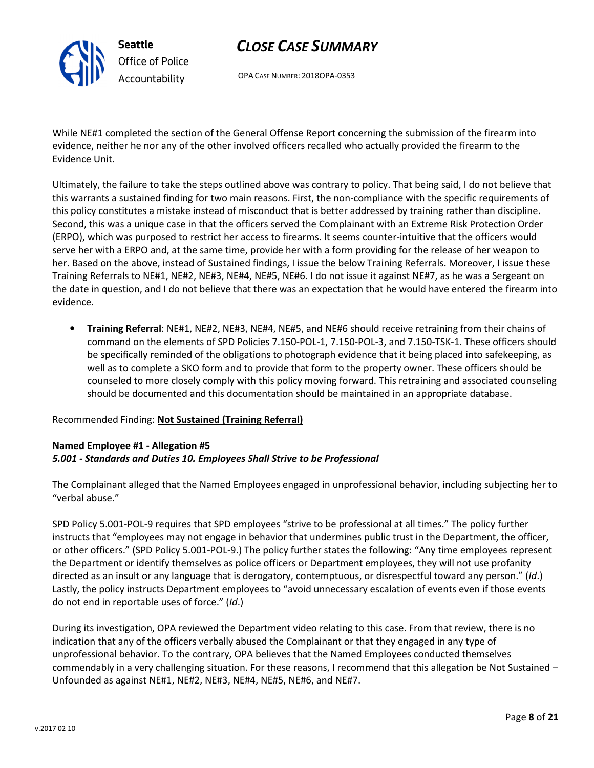While NE#1 completed the section of the General Offense Report concerning the submission of the firearm into evidence, neither he nor any of the other involved officers recalled who actually provided the firearm to the Evidence Unit.

Ultimately, the failure to take the steps outlined above was contrary to policy. That being said, I do not believe that this warrants a sustained finding for two main reasons. First, the non-compliance with the specific requirements of this policy constitutes a mistake instead of misconduct that is better addressed by training rather than discipline. Second, this was a unique case in that the officers served the Complainant with an Extreme Risk Protection Order (ERPO), which was purposed to restrict her access to firearms. It seems counter-intuitive that the officers would serve her with a ERPO and, at the same time, provide her with a form providing for the release of her weapon to her. Based on the above, instead of Sustained findings, I issue the below Training Referrals. Moreover, I issue these Training Referrals to NE#1, NE#2, NE#3, NE#4, NE#5, NE#6. I do not issue it against NE#7, as he was a Sergeant on the date in question, and I do not believe that there was an expectation that he would have entered the firearm into evidence.

- **Training Referral**: NE#1, NE#2, NE#3, NE#4, NE#5, and NE#6 should receive retraining from their chains of command on the elements of SPD Policies 7.150-POL-1, 7.150-POL-3, and 7.150-TSK-1. These officers should be specifically reminded of the obligations to photograph evidence that it being placed into safekeeping, as well as to complete a SKO form and to provide that form to the property owner. These officers should be counseled to more closely comply with this policy moving forward. This retraining and associated counseling should be documented and this documentation should be maintained in an appropriate database.

Recommended Finding: **Not Sustained (Training Referral)**

**Named Employee #1 - Allegation #5**
***5.001 - Standards and Duties 10. Employees Shall Strive to be Professional***

The Complainant alleged that the Named Employees engaged in unprofessional behavior, including subjecting her to "verbal abuse."

SPD Policy 5.001-POL-9 requires that SPD employees "strive to be professional at all times." The policy further instructs that "employees may not engage in behavior that undermines public trust in the Department, the officer, or other officers." (SPD Policy 5.001-POL-9.) The policy further states the following: "Any time employees represent the Department or identify themselves as police officers or Department employees, they will not use profanity directed as an insult or any language that is derogatory, contemptuous, or disrespectful toward any person." (*Id*.) Lastly, the policy instructs Department employees to "avoid unnecessary escalation of events even if those events do not end in reportable uses of force." (*Id*.)

During its investigation, OPA reviewed the Department video relating to this case. From that review, there is no indication that any of the officers verbally abused the Complainant or that they engaged in any type of unprofessional behavior. To the contrary, OPA believes that the Named Employees conducted themselves commendably in a very challenging situation. For these reasons, I recommend that this allegation be Not Sustained – Unfounded as against NE#1, NE#2, NE#3, NE#4, NE#5, NE#6, and NE#7.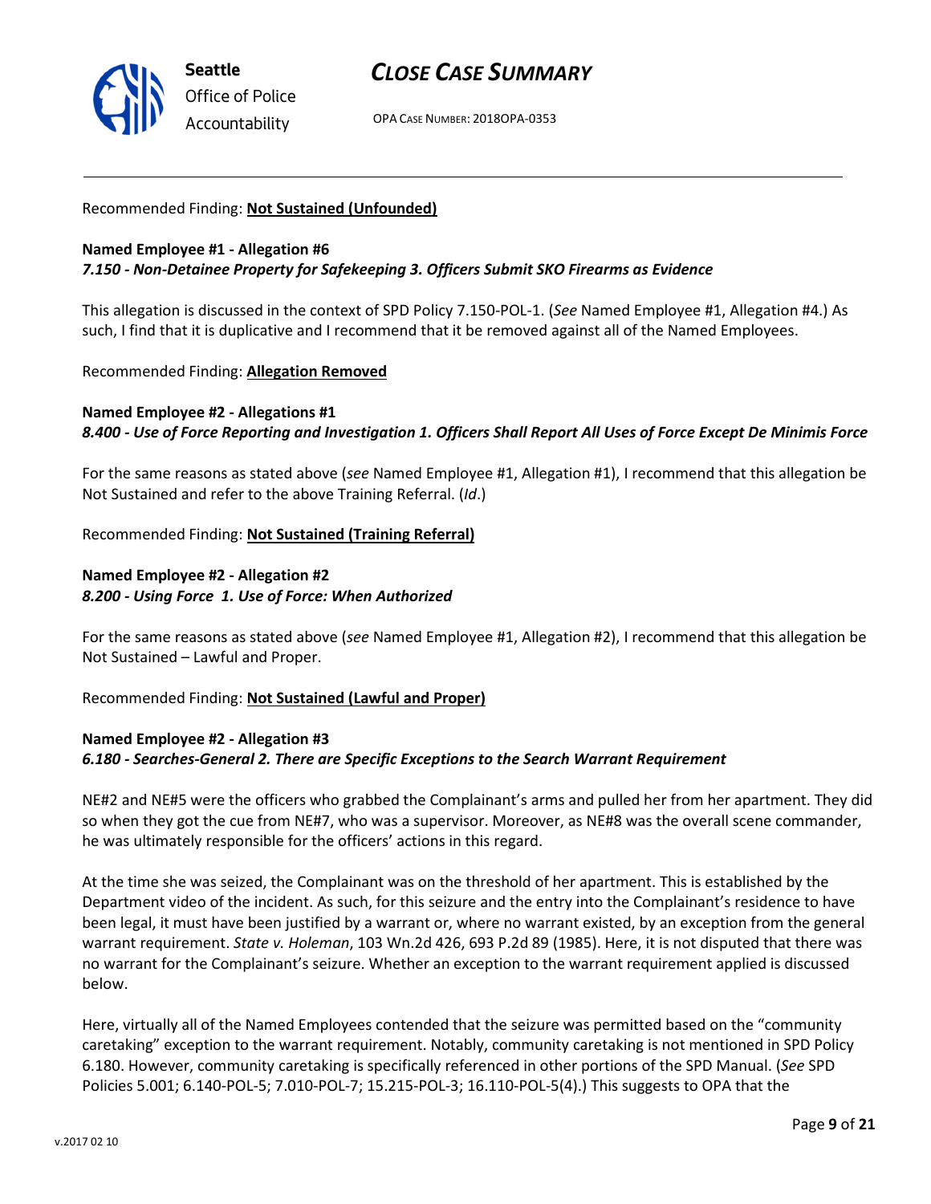Recommended Finding: **Not Sustained (Unfounded)**

**Named Employee #1 - Allegation #6**
***7.150 - Non-Detainee Property for Safekeeping 3. Officers Submit SKO Firearms as Evidence***

This allegation is discussed in the context of SPD Policy 7.150-POL-1. (*See* Named Employee #1, Allegation #4.) As such, I find that it is duplicative and I recommend that it be removed against all of the Named Employees.

Recommended Finding: **Allegation Removed**

**Named Employee #2 - Allegations #1**
***8.400 - Use of Force Reporting and Investigation 1. Officers Shall Report All Uses of Force Except De Minimis Force***

For the same reasons as stated above (*see* Named Employee #1, Allegation #1), I recommend that this allegation be Not Sustained and refer to the above Training Referral. (*Id*.)

Recommended Finding: **Not Sustained (Training Referral)**

**Named Employee #2 - Allegation #2**
***8.200 - Using Force 1. Use of Force: When Authorized***

For the same reasons as stated above (*see* Named Employee #1, Allegation #2), I recommend that this allegation be Not Sustained – Lawful and Proper.

Recommended Finding: **Not Sustained (Lawful and Proper)**

**Named Employee #2 - Allegation #3**
***6.180 - Searches-General 2. There are Specific Exceptions to the Search Warrant Requirement***

NE#2 and NE#5 were the officers who grabbed the Complainant's arms and pulled her from her apartment. They did so when they got the cue from NE#7, who was a supervisor. Moreover, as NE#8 was the overall scene commander, he was ultimately responsible for the officers' actions in this regard.

At the time she was seized, the Complainant was on the threshold of her apartment. This is established by the Department video of the incident. As such, for this seizure and the entry into the Complainant's residence to have been legal, it must have been justified by a warrant or, where no warrant existed, by an exception from the general warrant requirement. *State v. Holeman*, 103 Wn.2d 426, 693 P.2d 89 (1985). Here, it is not disputed that there was no warrant for the Complainant's seizure. Whether an exception to the warrant requirement applied is discussed below.

Here, virtually all of the Named Employees contended that the seizure was permitted based on the "community caretaking" exception to the warrant requirement. Notably, community caretaking is not mentioned in SPD Policy 6.180. However, community caretaking is specifically referenced in other portions of the SPD Manual. (*See* SPD Policies 5.001; 6.140-POL-5; 7.010-POL-7; 15.215-POL-3; 16.110-POL-5(4).) This suggests to OPA that the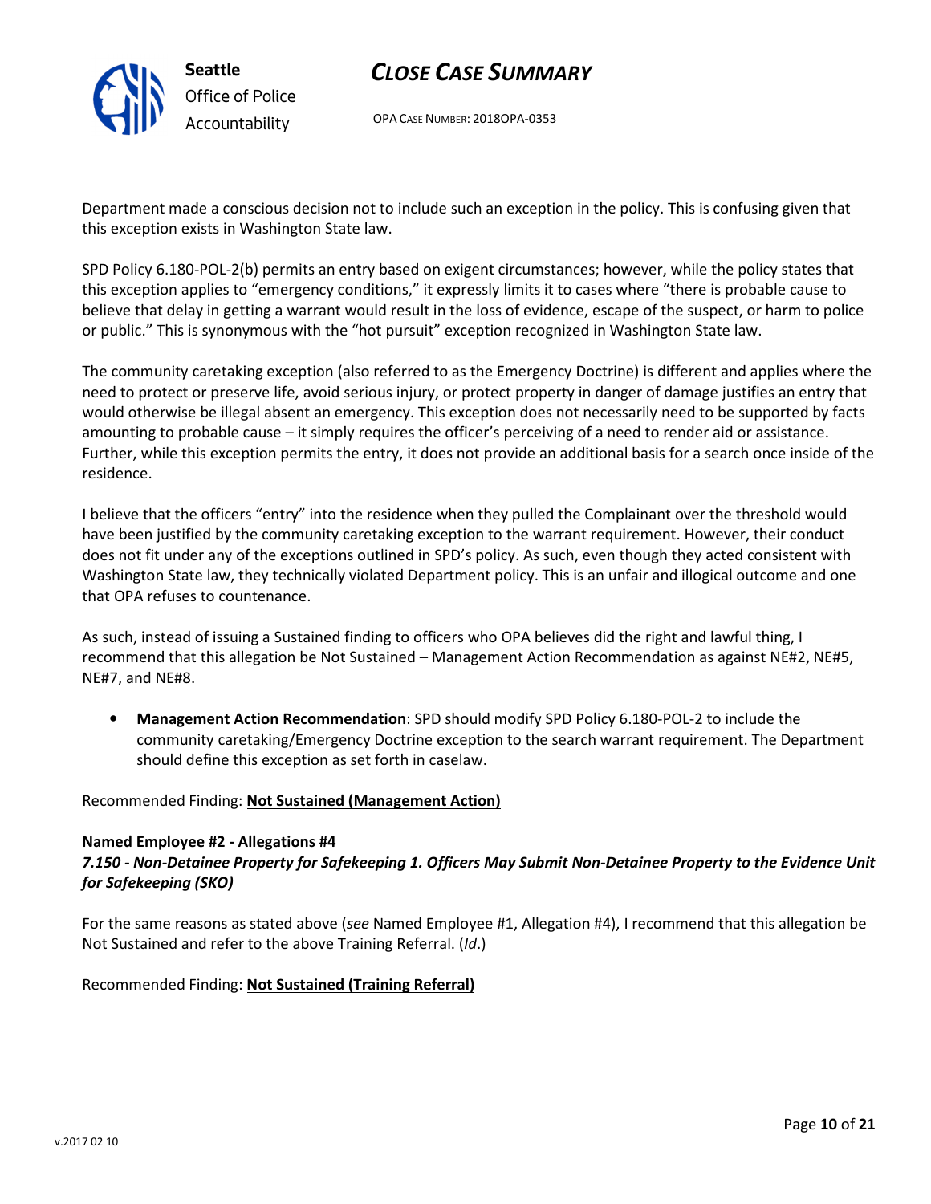Department made a conscious decision not to include such an exception in the policy. This is confusing given that this exception exists in Washington State law.

SPD Policy 6.180-POL-2(b) permits an entry based on exigent circumstances; however, while the policy states that this exception applies to "emergency conditions," it expressly limits it to cases where "there is probable cause to believe that delay in getting a warrant would result in the loss of evidence, escape of the suspect, or harm to police or public." This is synonymous with the "hot pursuit" exception recognized in Washington State law.

The community caretaking exception (also referred to as the Emergency Doctrine) is different and applies where the need to protect or preserve life, avoid serious injury, or protect property in danger of damage justifies an entry that would otherwise be illegal absent an emergency. This exception does not necessarily need to be supported by facts amounting to probable cause – it simply requires the officer's perceiving of a need to render aid or assistance. Further, while this exception permits the entry, it does not provide an additional basis for a search once inside of the residence.

I believe that the officers "entry" into the residence when they pulled the Complainant over the threshold would have been justified by the community caretaking exception to the warrant requirement. However, their conduct does not fit under any of the exceptions outlined in SPD's policy. As such, even though they acted consistent with Washington State law, they technically violated Department policy. This is an unfair and illogical outcome and one that OPA refuses to countenance.

As such, instead of issuing a Sustained finding to officers who OPA believes did the right and lawful thing, I recommend that this allegation be Not Sustained – Management Action Recommendation as against NE#2, NE#5, NE#7, and NE#8.

- **Management Action Recommendation**: SPD should modify SPD Policy 6.180-POL-2 to include the community caretaking/Emergency Doctrine exception to the search warrant requirement. The Department should define this exception as set forth in caselaw.

Recommended Finding: **Not Sustained (Management Action)**

**Named Employee #2 - Allegations #4**
***7.150 - Non-Detainee Property for Safekeeping 1. Officers May Submit Non-Detainee Property to the Evidence Unit for Safekeeping (SKO)***

For the same reasons as stated above (*see* Named Employee #1, Allegation #4), I recommend that this allegation be Not Sustained and refer to the above Training Referral. (*Id*.)

Recommended Finding: **Not Sustained (Training Referral)**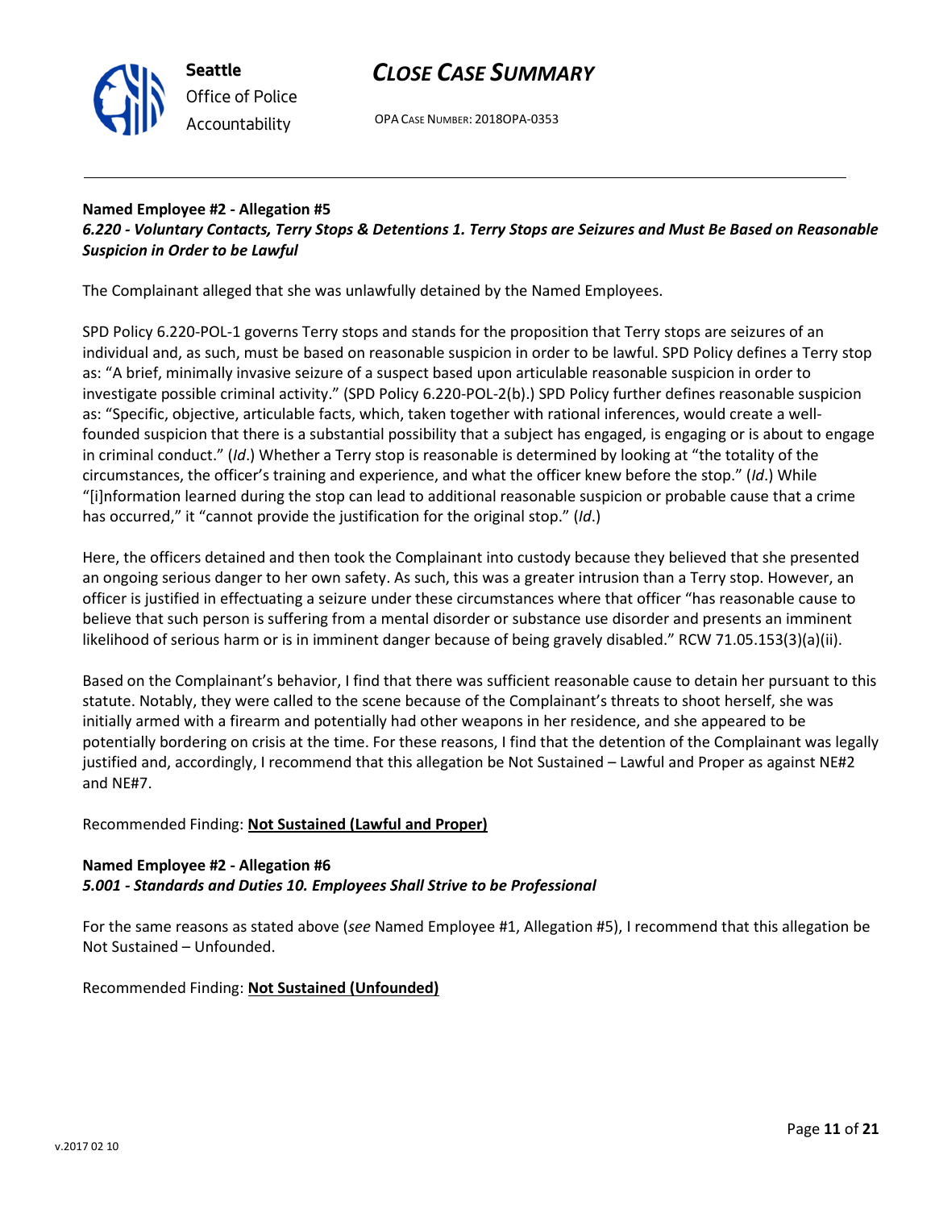**Named Employee #2 - Allegation #5**
***6.220 - Voluntary Contacts, Terry Stops & Detentions 1. Terry Stops are Seizures and Must Be Based on Reasonable Suspicion in Order to be Lawful***

The Complainant alleged that she was unlawfully detained by the Named Employees.

SPD Policy 6.220-POL-1 governs Terry stops and stands for the proposition that Terry stops are seizures of an individual and, as such, must be based on reasonable suspicion in order to be lawful. SPD Policy defines a Terry stop as: "A brief, minimally invasive seizure of a suspect based upon articulable reasonable suspicion in order to investigate possible criminal activity." (SPD Policy 6.220-POL-2(b).) SPD Policy further defines reasonable suspicion as: "Specific, objective, articulable facts, which, taken together with rational inferences, would create a well-founded suspicion that there is a substantial possibility that a subject has engaged, is engaging or is about to engage in criminal conduct." (*Id*.) Whether a Terry stop is reasonable is determined by looking at "the totality of the circumstances, the officer's training and experience, and what the officer knew before the stop." (*Id*.) While "[i]nformation learned during the stop can lead to additional reasonable suspicion or probable cause that a crime has occurred," it "cannot provide the justification for the original stop." (*Id*.)

Here, the officers detained and then took the Complainant into custody because they believed that she presented an ongoing serious danger to her own safety. As such, this was a greater intrusion than a Terry stop. However, an officer is justified in effectuating a seizure under these circumstances where that officer "has reasonable cause to believe that such person is suffering from a mental disorder or substance use disorder and presents an imminent likelihood of serious harm or is in imminent danger because of being gravely disabled." RCW 71.05.153(3)(a)(ii).

Based on the Complainant's behavior, I find that there was sufficient reasonable cause to detain her pursuant to this statute. Notably, they were called to the scene because of the Complainant's threats to shoot herself, she was initially armed with a firearm and potentially had other weapons in her residence, and she appeared to be potentially bordering on crisis at the time. For these reasons, I find that the detention of the Complainant was legally justified and, accordingly, I recommend that this allegation be Not Sustained – Lawful and Proper as against NE#2 and NE#7.

Recommended Finding: **Not Sustained (Lawful and Proper)**

**Named Employee #2 - Allegation #6**
***5.001 - Standards and Duties 10. Employees Shall Strive to be Professional***

For the same reasons as stated above (*see* Named Employee #1, Allegation #5), I recommend that this allegation be Not Sustained – Unfounded.

Recommended Finding: **Not Sustained (Unfounded)**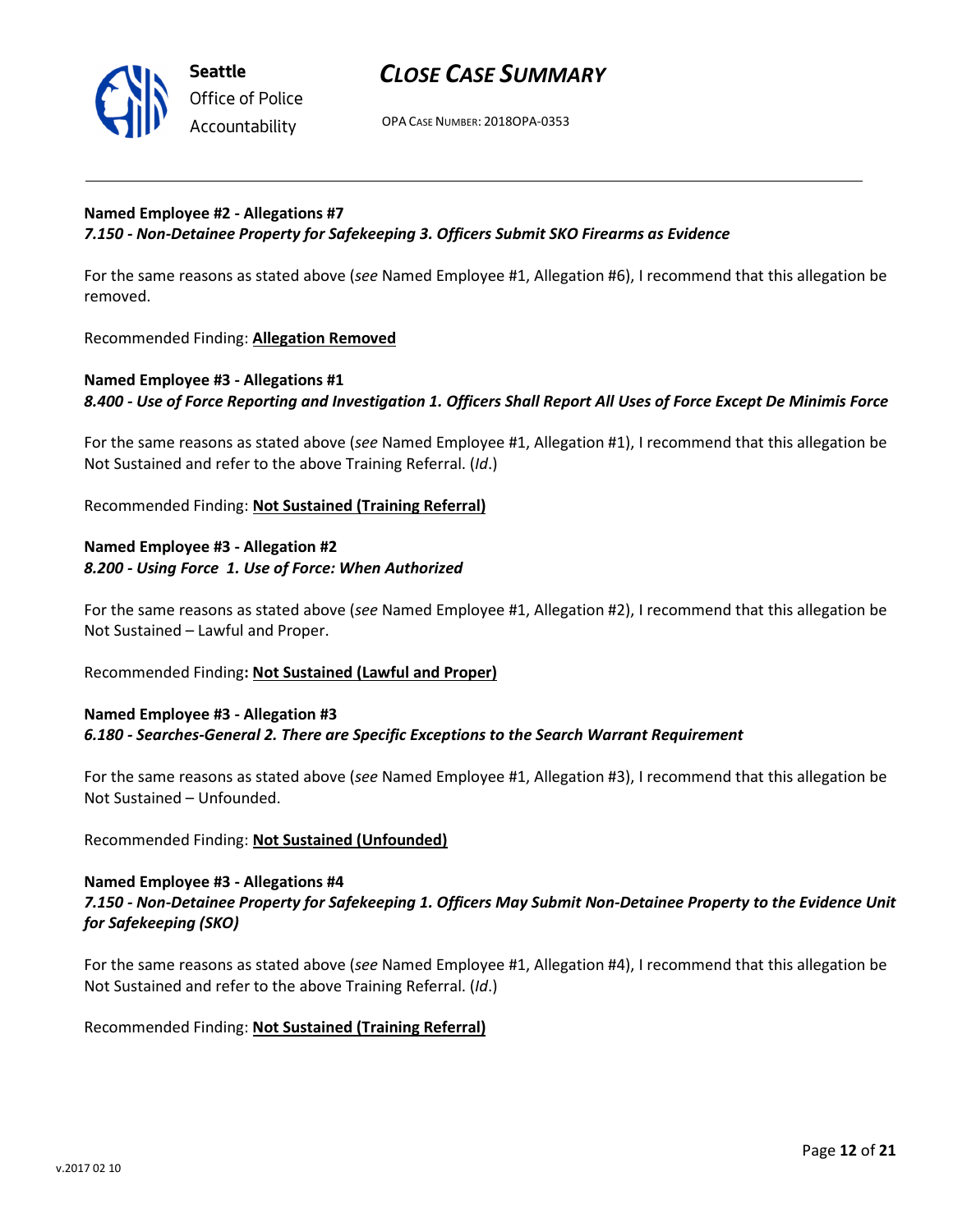**Named Employee #2 - Allegations #7**
***7.150 - Non-Detainee Property for Safekeeping 3. Officers Submit SKO Firearms as Evidence***

For the same reasons as stated above (*see* Named Employee #1, Allegation #6), I recommend that this allegation be removed.

Recommended Finding: **Allegation Removed**

**Named Employee #3 - Allegations #1**
***8.400 - Use of Force Reporting and Investigation 1. Officers Shall Report All Uses of Force Except De Minimis Force***

For the same reasons as stated above (*see* Named Employee #1, Allegation #1), I recommend that this allegation be Not Sustained and refer to the above Training Referral. (*Id*.)

Recommended Finding: **Not Sustained (Training Referral)**

**Named Employee #3 - Allegation #2**
***8.200 - Using Force 1. Use of Force: When Authorized***

For the same reasons as stated above (*see* Named Employee #1, Allegation #2), I recommend that this allegation be Not Sustained – Lawful and Proper.

Recommended Finding**: Not Sustained (Lawful and Proper)**

**Named Employee #3 - Allegation #3**
***6.180 - Searches-General 2. There are Specific Exceptions to the Search Warrant Requirement***

For the same reasons as stated above (*see* Named Employee #1, Allegation #3), I recommend that this allegation be Not Sustained – Unfounded.

Recommended Finding: **Not Sustained (Unfounded)**

**Named Employee #3 - Allegations #4**
***7.150 - Non-Detainee Property for Safekeeping 1. Officers May Submit Non-Detainee Property to the Evidence Unit for Safekeeping (SKO)***

For the same reasons as stated above (*see* Named Employee #1, Allegation #4), I recommend that this allegation be Not Sustained and refer to the above Training Referral. (*Id*.)

Recommended Finding: **Not Sustained (Training Referral)**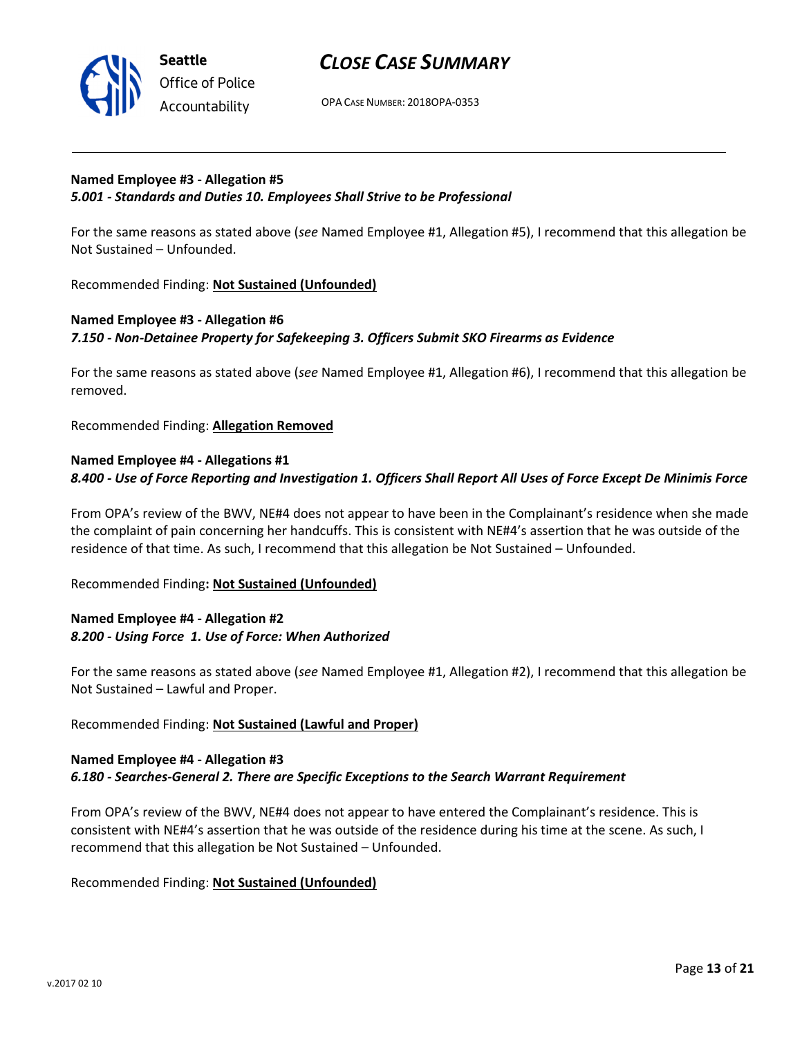**Named Employee #3 - Allegation #5**
***5.001 - Standards and Duties 10. Employees Shall Strive to be Professional***

For the same reasons as stated above (*see* Named Employee #1, Allegation #5), I recommend that this allegation be Not Sustained – Unfounded.

Recommended Finding: **Not Sustained (Unfounded)**

**Named Employee #3 - Allegation #6**
***7.150 - Non-Detainee Property for Safekeeping 3. Officers Submit SKO Firearms as Evidence***

For the same reasons as stated above (*see* Named Employee #1, Allegation #6), I recommend that this allegation be removed.

Recommended Finding: **Allegation Removed**

**Named Employee #4 - Allegations #1**
***8.400 - Use of Force Reporting and Investigation 1. Officers Shall Report All Uses of Force Except De Minimis Force***

From OPA's review of the BWV, NE#4 does not appear to have been in the Complainant's residence when she made the complaint of pain concerning her handcuffs. This is consistent with NE#4's assertion that he was outside of the residence of that time. As such, I recommend that this allegation be Not Sustained – Unfounded.

Recommended Finding**: Not Sustained (Unfounded)**

**Named Employee #4 - Allegation #2**
***8.200 - Using Force 1. Use of Force: When Authorized***

For the same reasons as stated above (*see* Named Employee #1, Allegation #2), I recommend that this allegation be Not Sustained – Lawful and Proper.

Recommended Finding: **Not Sustained (Lawful and Proper)**

**Named Employee #4 - Allegation #3**
***6.180 - Searches-General 2. There are Specific Exceptions to the Search Warrant Requirement***

From OPA's review of the BWV, NE#4 does not appear to have entered the Complainant's residence. This is consistent with NE#4's assertion that he was outside of the residence during his time at the scene. As such, I recommend that this allegation be Not Sustained – Unfounded.

Recommended Finding: **Not Sustained (Unfounded)**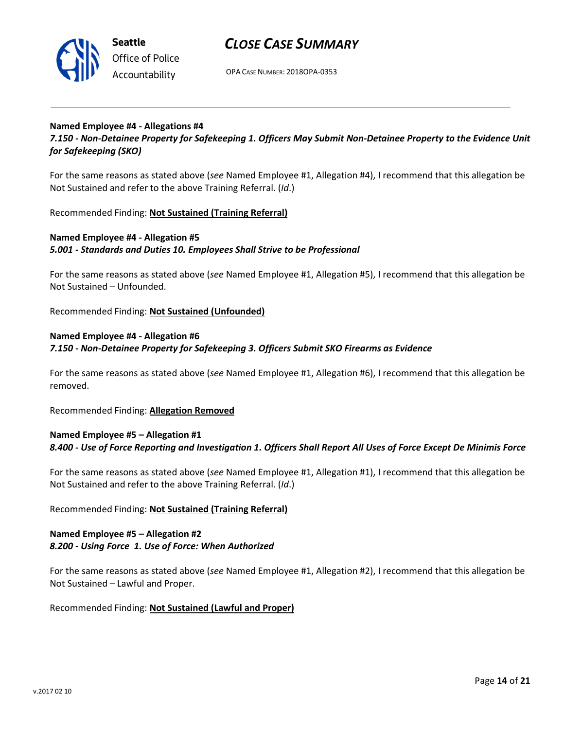**Named Employee #4 - Allegations #4**
***7.150 - Non-Detainee Property for Safekeeping 1. Officers May Submit Non-Detainee Property to the Evidence Unit for Safekeeping (SKO)***

For the same reasons as stated above (*see* Named Employee #1, Allegation #4), I recommend that this allegation be Not Sustained and refer to the above Training Referral. (*Id*.)

Recommended Finding: **Not Sustained (Training Referral)**

**Named Employee #4 - Allegation #5**
***5.001 - Standards and Duties 10. Employees Shall Strive to be Professional***

For the same reasons as stated above (*see* Named Employee #1, Allegation #5), I recommend that this allegation be Not Sustained – Unfounded.

Recommended Finding: **Not Sustained (Unfounded)**

**Named Employee #4 - Allegation #6**
***7.150 - Non-Detainee Property for Safekeeping 3. Officers Submit SKO Firearms as Evidence***

For the same reasons as stated above (*see* Named Employee #1, Allegation #6), I recommend that this allegation be removed.

Recommended Finding: **Allegation Removed**

**Named Employee #5 – Allegation #1**
***8.400 - Use of Force Reporting and Investigation 1. Officers Shall Report All Uses of Force Except De Minimis Force***

For the same reasons as stated above (*see* Named Employee #1, Allegation #1), I recommend that this allegation be Not Sustained and refer to the above Training Referral. (*Id*.)

Recommended Finding: **Not Sustained (Training Referral)**

**Named Employee #5 – Allegation #2**
***8.200 - Using Force 1. Use of Force: When Authorized***

For the same reasons as stated above (*see* Named Employee #1, Allegation #2), I recommend that this allegation be Not Sustained – Lawful and Proper.

Recommended Finding: **Not Sustained (Lawful and Proper)**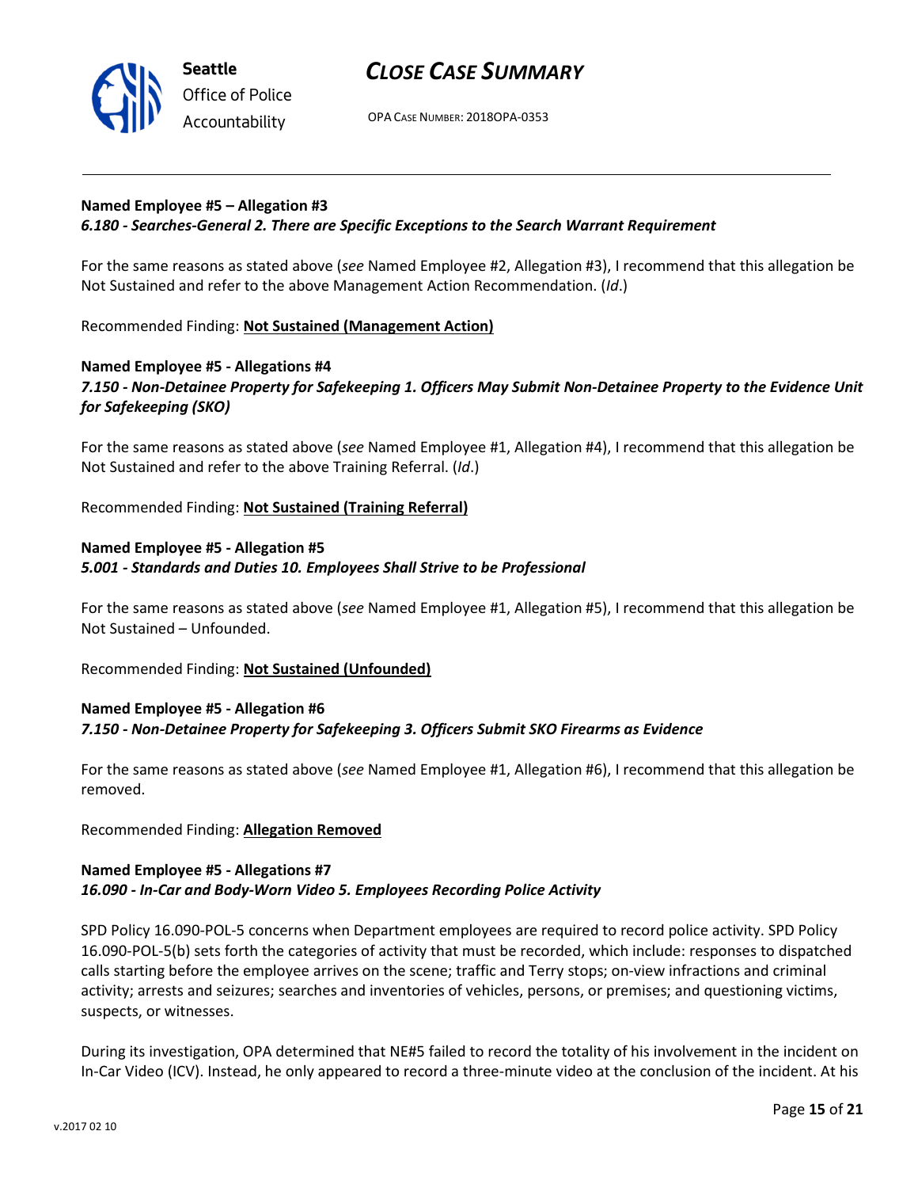**Named Employee #5 – Allegation #3**
***6.180 - Searches-General 2. There are Specific Exceptions to the Search Warrant Requirement***

For the same reasons as stated above (*see* Named Employee #2, Allegation #3), I recommend that this allegation be Not Sustained and refer to the above Management Action Recommendation. (*Id*.)

Recommended Finding: **Not Sustained (Management Action)**

**Named Employee #5 - Allegations #4**
***7.150 - Non-Detainee Property for Safekeeping 1. Officers May Submit Non-Detainee Property to the Evidence Unit for Safekeeping (SKO)***

For the same reasons as stated above (*see* Named Employee #1, Allegation #4), I recommend that this allegation be Not Sustained and refer to the above Training Referral. (*Id*.)

Recommended Finding: **Not Sustained (Training Referral)**

**Named Employee #5 - Allegation #5**
***5.001 - Standards and Duties 10. Employees Shall Strive to be Professional***

For the same reasons as stated above (*see* Named Employee #1, Allegation #5), I recommend that this allegation be Not Sustained – Unfounded.

Recommended Finding: **Not Sustained (Unfounded)**

**Named Employee #5 - Allegation #6**
***7.150 - Non-Detainee Property for Safekeeping 3. Officers Submit SKO Firearms as Evidence***

For the same reasons as stated above (*see* Named Employee #1, Allegation #6), I recommend that this allegation be removed.

Recommended Finding: **Allegation Removed**

**Named Employee #5 - Allegations #7**
***16.090 - In-Car and Body-Worn Video 5. Employees Recording Police Activity***

SPD Policy 16.090-POL-5 concerns when Department employees are required to record police activity. SPD Policy 16.090-POL-5(b) sets forth the categories of activity that must be recorded, which include: responses to dispatched calls starting before the employee arrives on the scene; traffic and Terry stops; on-view infractions and criminal activity; arrests and seizures; searches and inventories of vehicles, persons, or premises; and questioning victims, suspects, or witnesses.

During its investigation, OPA determined that NE#5 failed to record the totality of his involvement in the incident on In-Car Video (ICV). Instead, he only appeared to record a three-minute video at the conclusion of the incident. At his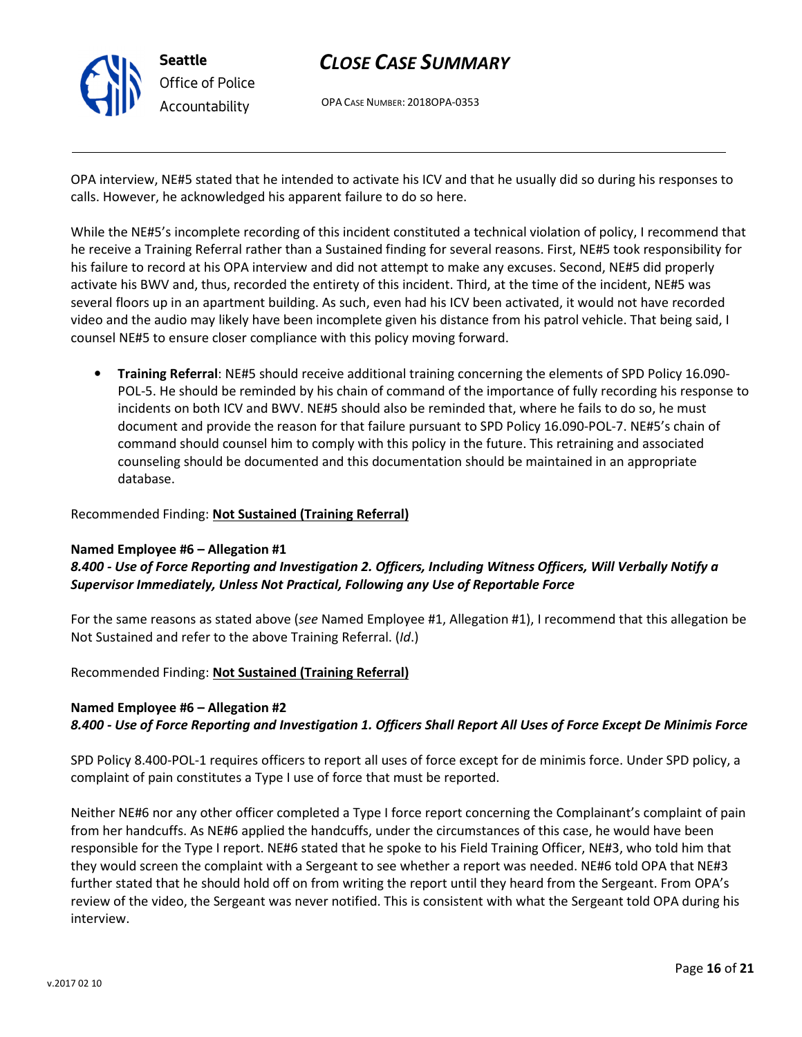OPA interview, NE#5 stated that he intended to activate his ICV and that he usually did so during his responses to calls. However, he acknowledged his apparent failure to do so here.

While the NE#5's incomplete recording of this incident constituted a technical violation of policy, I recommend that he receive a Training Referral rather than a Sustained finding for several reasons. First, NE#5 took responsibility for his failure to record at his OPA interview and did not attempt to make any excuses. Second, NE#5 did properly activate his BWV and, thus, recorded the entirety of this incident. Third, at the time of the incident, NE#5 was several floors up in an apartment building. As such, even had his ICV been activated, it would not have recorded video and the audio may likely have been incomplete given his distance from his patrol vehicle. That being said, I counsel NE#5 to ensure closer compliance with this policy moving forward.

- **Training Referral**: NE#5 should receive additional training concerning the elements of SPD Policy 16.090-POL-5. He should be reminded by his chain of command of the importance of fully recording his response to incidents on both ICV and BWV. NE#5 should also be reminded that, where he fails to do so, he must document and provide the reason for that failure pursuant to SPD Policy 16.090-POL-7. NE#5's chain of command should counsel him to comply with this policy in the future. This retraining and associated counseling should be documented and this documentation should be maintained in an appropriate database.

Recommended Finding: **Not Sustained (Training Referral)**

**Named Employee #6 – Allegation #1**
***8.400 - Use of Force Reporting and Investigation 2. Officers, Including Witness Officers, Will Verbally Notify a Supervisor Immediately, Unless Not Practical, Following any Use of Reportable Force***

For the same reasons as stated above (*see* Named Employee #1, Allegation #1), I recommend that this allegation be Not Sustained and refer to the above Training Referral. (*Id*.)

Recommended Finding: **Not Sustained (Training Referral)**

**Named Employee #6 – Allegation #2**
***8.400 - Use of Force Reporting and Investigation 1. Officers Shall Report All Uses of Force Except De Minimis Force***

SPD Policy 8.400-POL-1 requires officers to report all uses of force except for de minimis force. Under SPD policy, a complaint of pain constitutes a Type I use of force that must be reported.

Neither NE#6 nor any other officer completed a Type I force report concerning the Complainant's complaint of pain from her handcuffs. As NE#6 applied the handcuffs, under the circumstances of this case, he would have been responsible for the Type I report. NE#6 stated that he spoke to his Field Training Officer, NE#3, who told him that they would screen the complaint with a Sergeant to see whether a report was needed. NE#6 told OPA that NE#3 further stated that he should hold off on from writing the report until they heard from the Sergeant. From OPA's review of the video, the Sergeant was never notified. This is consistent with what the Sergeant told OPA during his interview.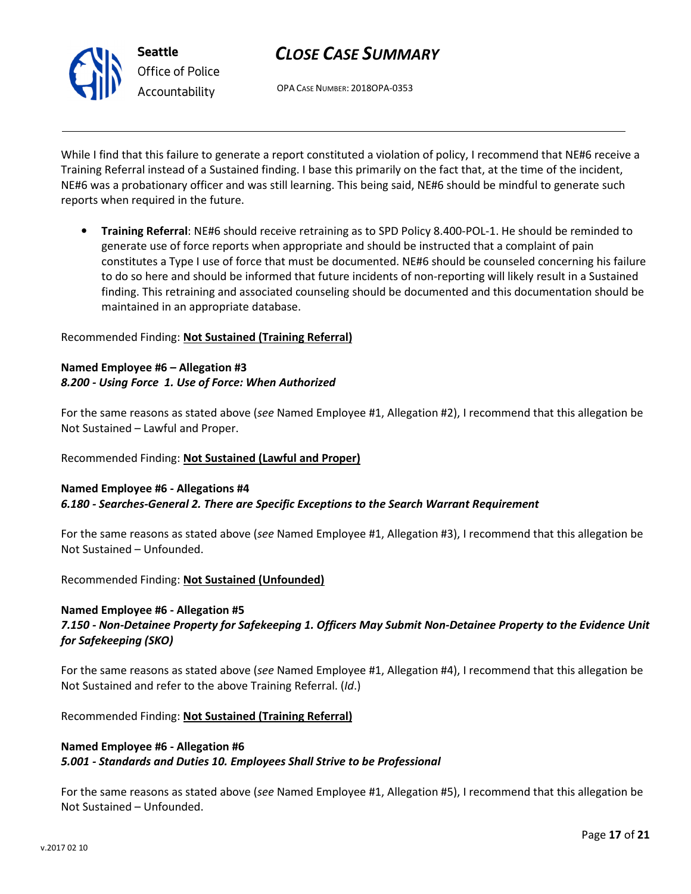While I find that this failure to generate a report constituted a violation of policy, I recommend that NE#6 receive a Training Referral instead of a Sustained finding. I base this primarily on the fact that, at the time of the incident, NE#6 was a probationary officer and was still learning. This being said, NE#6 should be mindful to generate such reports when required in the future.

- **Training Referral**: NE#6 should receive retraining as to SPD Policy 8.400-POL-1. He should be reminded to generate use of force reports when appropriate and should be instructed that a complaint of pain constitutes a Type I use of force that must be documented. NE#6 should be counseled concerning his failure to do so here and should be informed that future incidents of non-reporting will likely result in a Sustained finding. This retraining and associated counseling should be documented and this documentation should be maintained in an appropriate database.

Recommended Finding: **Not Sustained (Training Referral)**

**Named Employee #6 – Allegation #3**
***8.200 - Using Force 1. Use of Force: When Authorized***

For the same reasons as stated above (*see* Named Employee #1, Allegation #2), I recommend that this allegation be Not Sustained – Lawful and Proper.

Recommended Finding: **Not Sustained (Lawful and Proper)**

**Named Employee #6 - Allegations #4**
***6.180 - Searches-General 2. There are Specific Exceptions to the Search Warrant Requirement***

For the same reasons as stated above (*see* Named Employee #1, Allegation #3), I recommend that this allegation be Not Sustained – Unfounded.

Recommended Finding: **Not Sustained (Unfounded)**

**Named Employee #6 - Allegation #5**
***7.150 - Non-Detainee Property for Safekeeping 1. Officers May Submit Non-Detainee Property to the Evidence Unit for Safekeeping (SKO)***

For the same reasons as stated above (*see* Named Employee #1, Allegation #4), I recommend that this allegation be Not Sustained and refer to the above Training Referral. (*Id*.)

Recommended Finding: **Not Sustained (Training Referral)**

**Named Employee #6 - Allegation #6**
***5.001 - Standards and Duties 10. Employees Shall Strive to be Professional***

For the same reasons as stated above (*see* Named Employee #1, Allegation #5), I recommend that this allegation be Not Sustained – Unfounded.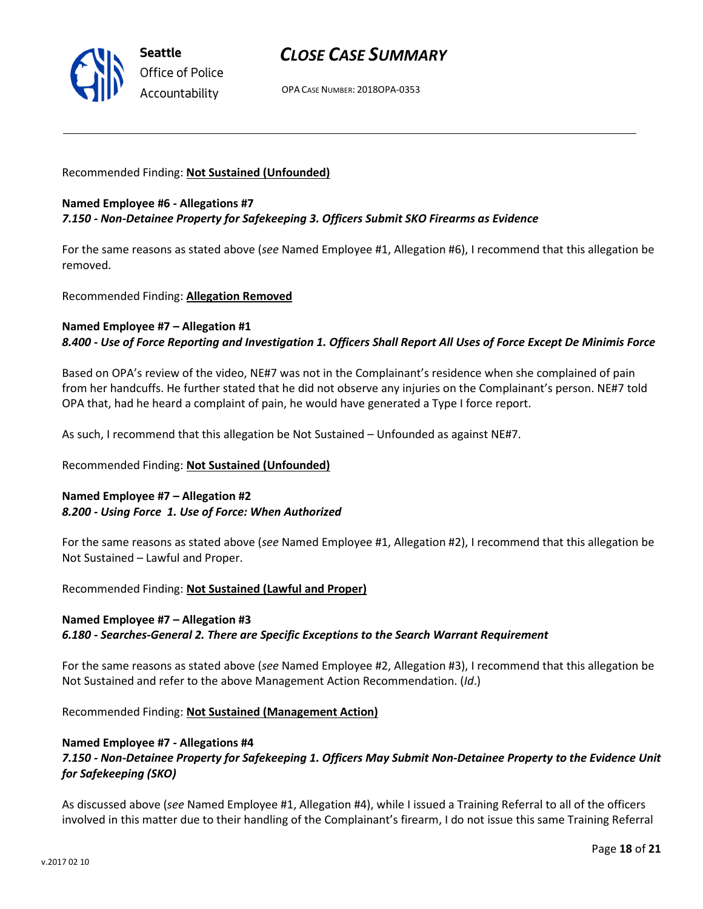Recommended Finding: **Not Sustained (Unfounded)**

**Named Employee #6 - Allegations #7**
***7.150 - Non-Detainee Property for Safekeeping 3. Officers Submit SKO Firearms as Evidence***

For the same reasons as stated above (*see* Named Employee #1, Allegation #6), I recommend that this allegation be removed.

Recommended Finding: **Allegation Removed**

**Named Employee #7 – Allegation #1**
***8.400 - Use of Force Reporting and Investigation 1. Officers Shall Report All Uses of Force Except De Minimis Force***

Based on OPA's review of the video, NE#7 was not in the Complainant's residence when she complained of pain from her handcuffs. He further stated that he did not observe any injuries on the Complainant's person. NE#7 told OPA that, had he heard a complaint of pain, he would have generated a Type I force report.

As such, I recommend that this allegation be Not Sustained – Unfounded as against NE#7.

Recommended Finding: **Not Sustained (Unfounded)**

**Named Employee #7 – Allegation #2**
***8.200 - Using Force 1. Use of Force: When Authorized***

For the same reasons as stated above (*see* Named Employee #1, Allegation #2), I recommend that this allegation be Not Sustained – Lawful and Proper.

Recommended Finding: **Not Sustained (Lawful and Proper)**

**Named Employee #7 – Allegation #3**
***6.180 - Searches-General 2. There are Specific Exceptions to the Search Warrant Requirement***

For the same reasons as stated above (*see* Named Employee #2, Allegation #3), I recommend that this allegation be Not Sustained and refer to the above Management Action Recommendation. (*Id*.)

Recommended Finding: **Not Sustained (Management Action)**

**Named Employee #7 - Allegations #4**
***7.150 - Non-Detainee Property for Safekeeping 1. Officers May Submit Non-Detainee Property to the Evidence Unit for Safekeeping (SKO)***

As discussed above (*see* Named Employee #1, Allegation #4), while I issued a Training Referral to all of the officers involved in this matter due to their handling of the Complainant's firearm, I do not issue this same Training Referral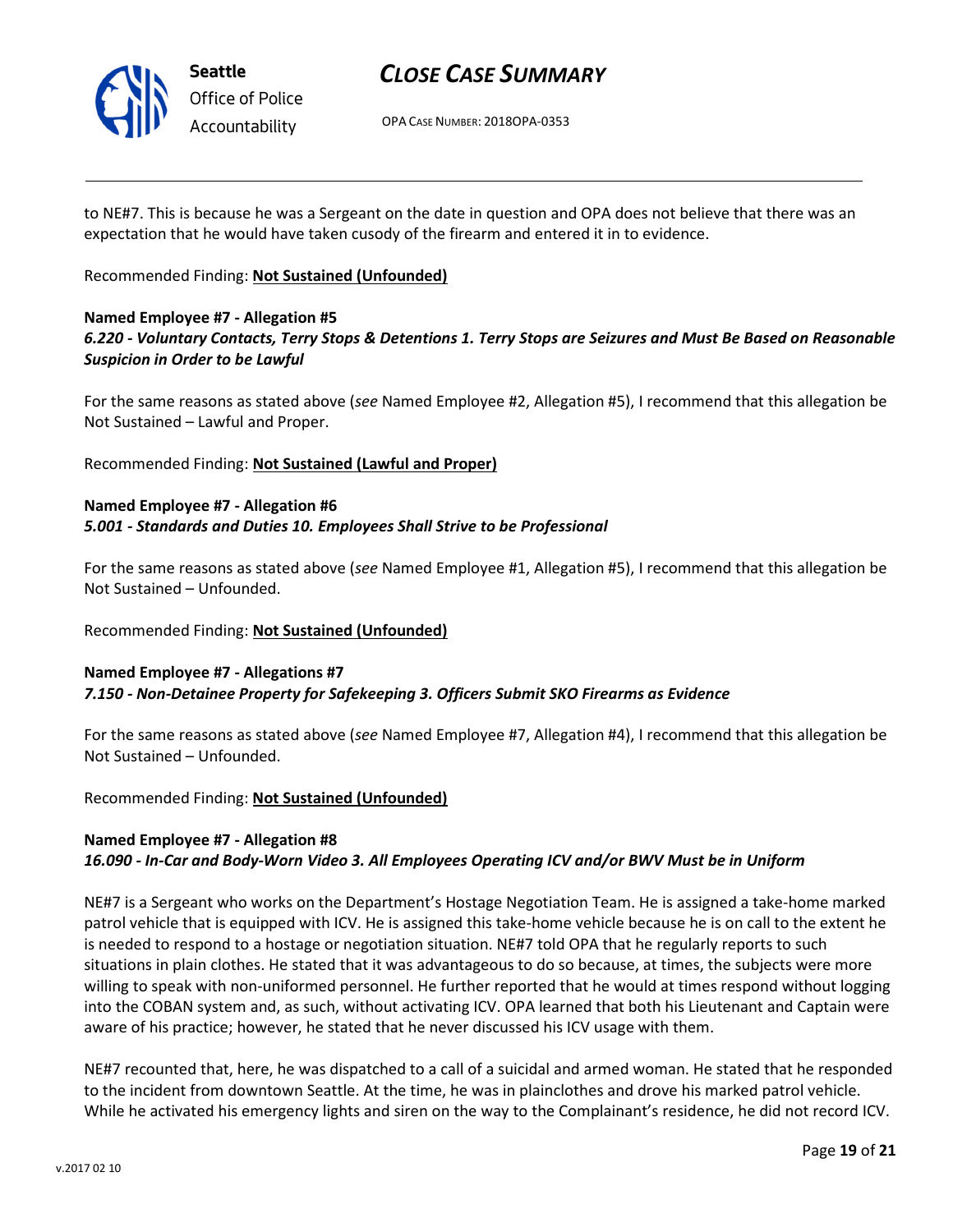to NE#7. This is because he was a Sergeant on the date in question and OPA does not believe that there was an expectation that he would have taken cusody of the firearm and entered it in to evidence.

Recommended Finding: **Not Sustained (Unfounded)**

**Named Employee #7 - Allegation #5**
***6.220 - Voluntary Contacts, Terry Stops & Detentions 1. Terry Stops are Seizures and Must Be Based on Reasonable Suspicion in Order to be Lawful***

For the same reasons as stated above (*see* Named Employee #2, Allegation #5), I recommend that this allegation be Not Sustained – Lawful and Proper.

Recommended Finding: **Not Sustained (Lawful and Proper)**

**Named Employee #7 - Allegation #6**
***5.001 - Standards and Duties 10. Employees Shall Strive to be Professional***

For the same reasons as stated above (*see* Named Employee #1, Allegation #5), I recommend that this allegation be Not Sustained – Unfounded.

Recommended Finding: **Not Sustained (Unfounded)**

**Named Employee #7 - Allegations #7**
***7.150 - Non-Detainee Property for Safekeeping 3. Officers Submit SKO Firearms as Evidence***

For the same reasons as stated above (*see* Named Employee #7, Allegation #4), I recommend that this allegation be Not Sustained – Unfounded.

Recommended Finding: **Not Sustained (Unfounded)**

**Named Employee #7 - Allegation #8**
***16.090 - In-Car and Body-Worn Video 3. All Employees Operating ICV and/or BWV Must be in Uniform***

NE#7 is a Sergeant who works on the Department's Hostage Negotiation Team. He is assigned a take-home marked patrol vehicle that is equipped with ICV. He is assigned this take-home vehicle because he is on call to the extent he is needed to respond to a hostage or negotiation situation. NE#7 told OPA that he regularly reports to such situations in plain clothes. He stated that it was advantageous to do so because, at times, the subjects were more willing to speak with non-uniformed personnel. He further reported that he would at times respond without logging into the COBAN system and, as such, without activating ICV. OPA learned that both his Lieutenant and Captain were aware of his practice; however, he stated that he never discussed his ICV usage with them.

NE#7 recounted that, here, he was dispatched to a call of a suicidal and armed woman. He stated that he responded to the incident from downtown Seattle. At the time, he was in plainclothes and drove his marked patrol vehicle. While he activated his emergency lights and siren on the way to the Complainant's residence, he did not record ICV.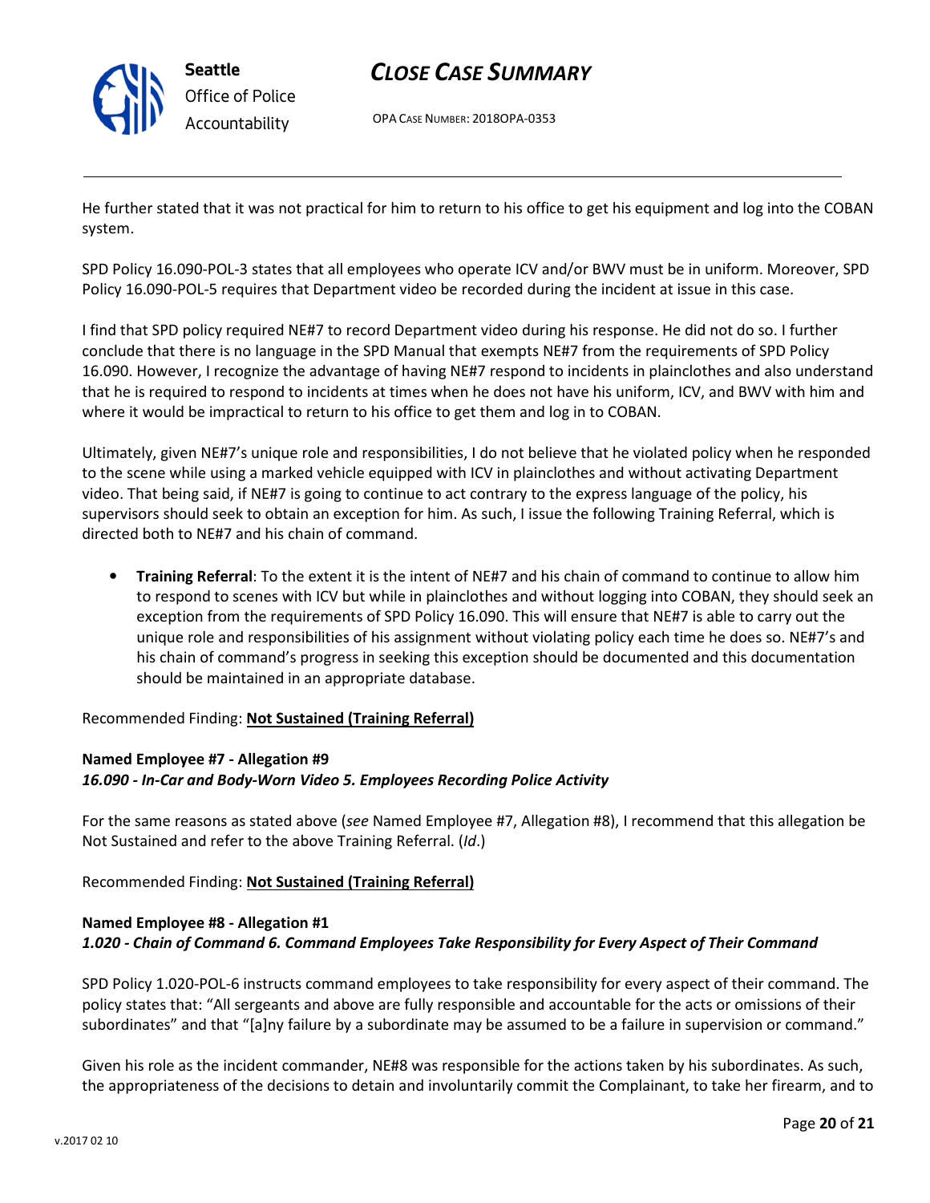He further stated that it was not practical for him to return to his office to get his equipment and log into the COBAN system.

SPD Policy 16.090-POL-3 states that all employees who operate ICV and/or BWV must be in uniform. Moreover, SPD Policy 16.090-POL-5 requires that Department video be recorded during the incident at issue in this case.

I find that SPD policy required NE#7 to record Department video during his response. He did not do so. I further conclude that there is no language in the SPD Manual that exempts NE#7 from the requirements of SPD Policy 16.090. However, I recognize the advantage of having NE#7 respond to incidents in plainclothes and also understand that he is required to respond to incidents at times when he does not have his uniform, ICV, and BWV with him and where it would be impractical to return to his office to get them and log in to COBAN.

Ultimately, given NE#7's unique role and responsibilities, I do not believe that he violated policy when he responded to the scene while using a marked vehicle equipped with ICV in plainclothes and without activating Department video. That being said, if NE#7 is going to continue to act contrary to the express language of the policy, his supervisors should seek to obtain an exception for him. As such, I issue the following Training Referral, which is directed both to NE#7 and his chain of command.

- **Training Referral**: To the extent it is the intent of NE#7 and his chain of command to continue to allow him to respond to scenes with ICV but while in plainclothes and without logging into COBAN, they should seek an exception from the requirements of SPD Policy 16.090. This will ensure that NE#7 is able to carry out the unique role and responsibilities of his assignment without violating policy each time he does so. NE#7's and his chain of command's progress in seeking this exception should be documented and this documentation should be maintained in an appropriate database.

Recommended Finding: **Not Sustained (Training Referral)**

**Named Employee #7 - Allegation #9**
***16.090 - In-Car and Body-Worn Video 5. Employees Recording Police Activity***

For the same reasons as stated above (*see* Named Employee #7, Allegation #8), I recommend that this allegation be Not Sustained and refer to the above Training Referral. (*Id*.)

Recommended Finding: **Not Sustained (Training Referral)**

**Named Employee #8 - Allegation #1**
***1.020 - Chain of Command 6. Command Employees Take Responsibility for Every Aspect of Their Command***

SPD Policy 1.020-POL-6 instructs command employees to take responsibility for every aspect of their command. The policy states that: "All sergeants and above are fully responsible and accountable for the acts or omissions of their subordinates" and that "[a]ny failure by a subordinate may be assumed to be a failure in supervision or command."

Given his role as the incident commander, NE#8 was responsible for the actions taken by his subordinates. As such, the appropriateness of the decisions to detain and involuntarily commit the Complainant, to take her firearm, and to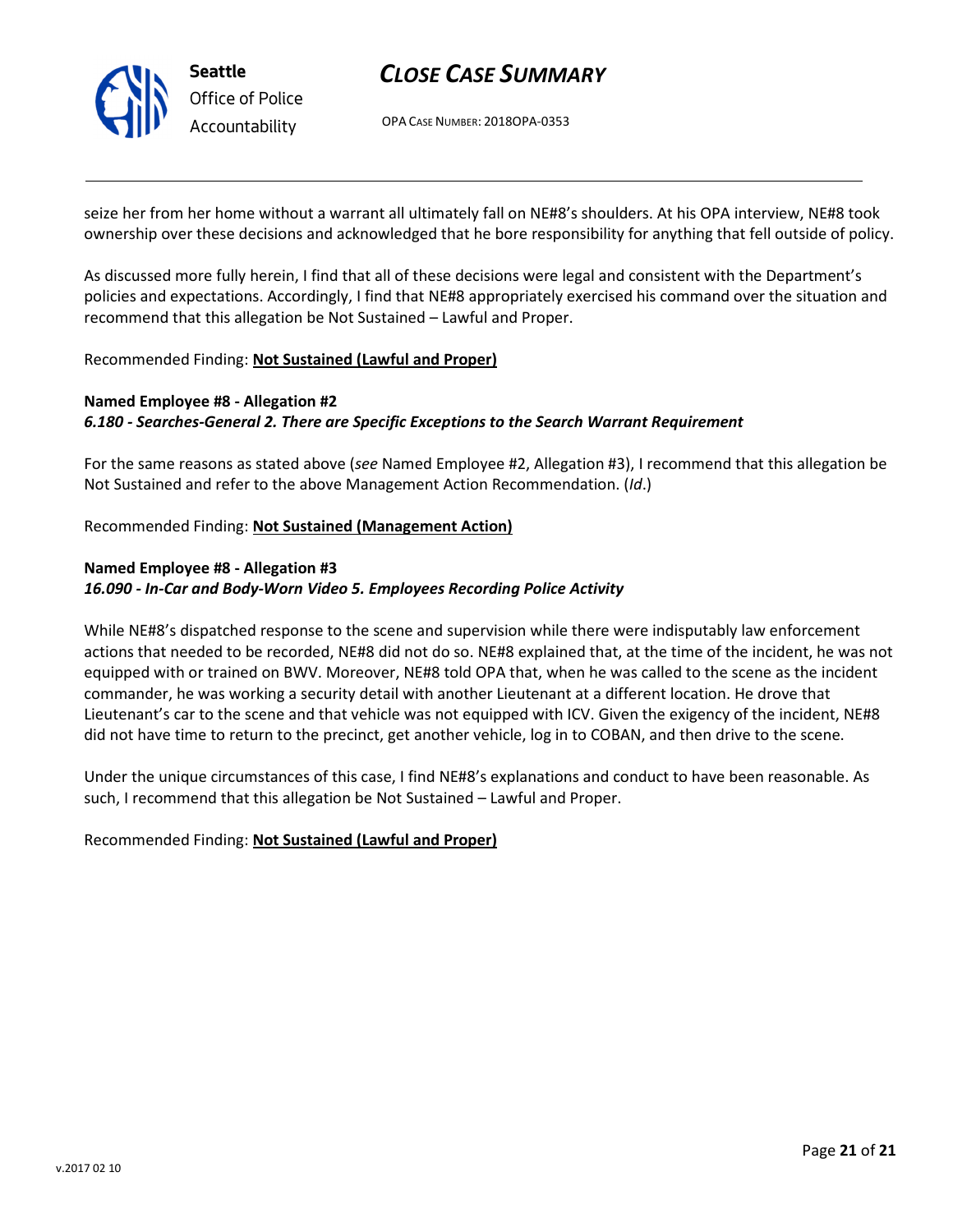seize her from her home without a warrant all ultimately fall on NE#8's shoulders. At his OPA interview, NE#8 took ownership over these decisions and acknowledged that he bore responsibility for anything that fell outside of policy.

As discussed more fully herein, I find that all of these decisions were legal and consistent with the Department's policies and expectations. Accordingly, I find that NE#8 appropriately exercised his command over the situation and recommend that this allegation be Not Sustained – Lawful and Proper.

Recommended Finding: **Not Sustained (Lawful and Proper)**

**Named Employee #8 - Allegation #2**
***6.180 - Searches-General 2. There are Specific Exceptions to the Search Warrant Requirement***

For the same reasons as stated above (*see* Named Employee #2, Allegation #3), I recommend that this allegation be Not Sustained and refer to the above Management Action Recommendation. (*Id*.)

Recommended Finding: **Not Sustained (Management Action)**

**Named Employee #8 - Allegation #3**
***16.090 - In-Car and Body-Worn Video 5. Employees Recording Police Activity***

While NE#8's dispatched response to the scene and supervision while there were indisputably law enforcement actions that needed to be recorded, NE#8 did not do so. NE#8 explained that, at the time of the incident, he was not equipped with or trained on BWV. Moreover, NE#8 told OPA that, when he was called to the scene as the incident commander, he was working a security detail with another Lieutenant at a different location. He drove that Lieutenant's car to the scene and that vehicle was not equipped with ICV. Given the exigency of the incident, NE#8 did not have time to return to the precinct, get another vehicle, log in to COBAN, and then drive to the scene.

Under the unique circumstances of this case, I find NE#8's explanations and conduct to have been reasonable. As such, I recommend that this allegation be Not Sustained – Lawful and Proper.

Recommended Finding: **Not Sustained (Lawful and Proper)**